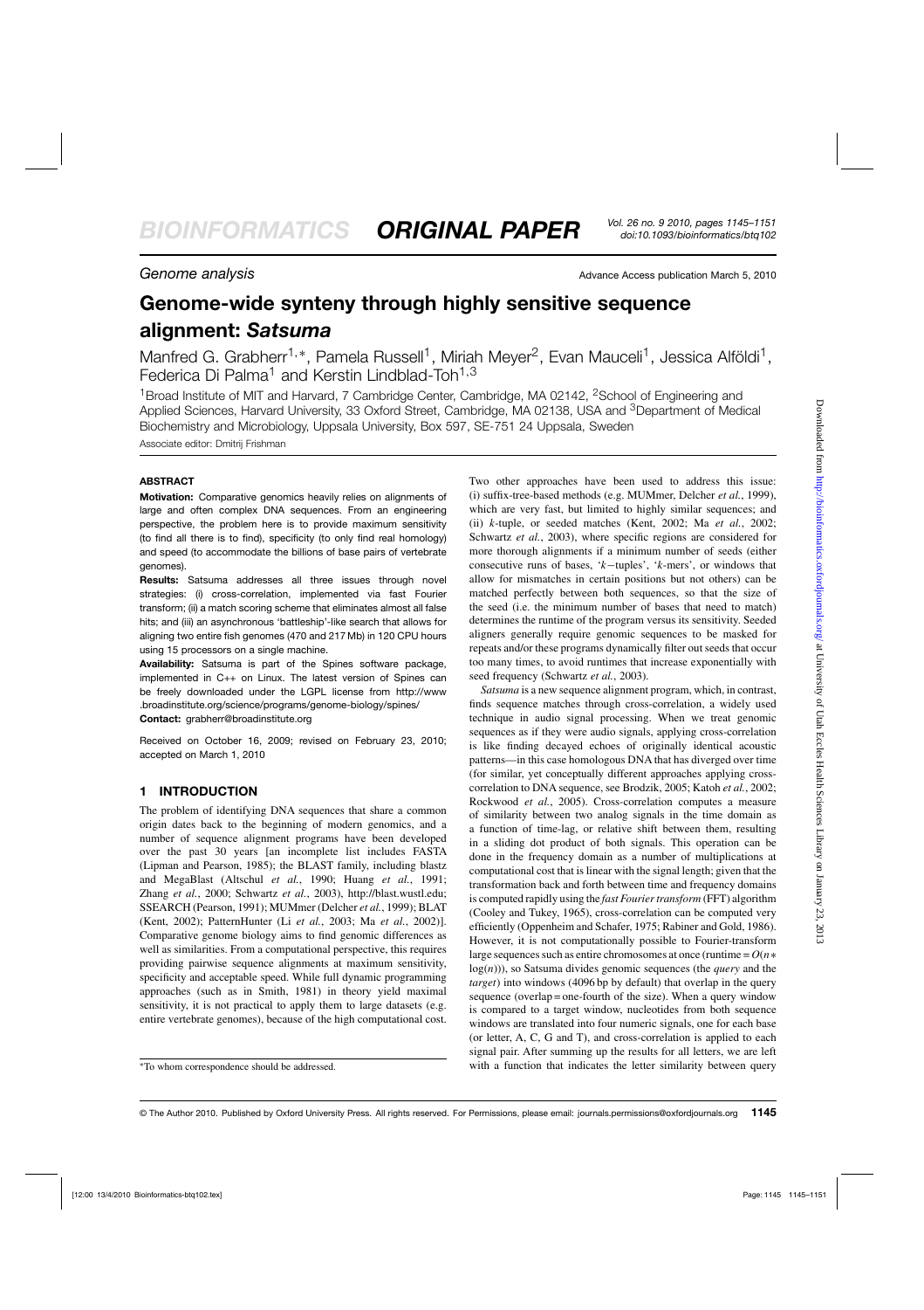Genome analysis

Advance Access publication March 5, 2010

# Genome-wide synteny through highly sensitive sequence alignment: *Satsuma*

Manfred G. Grabherr[1,∗], Pamela Russell[1], Miriah Meyer[2], Evan Mauceli[1], Jessica Alföldi[1], Federica Di Palma[1] and Kerstin Lindblad-Toh[1,3]

[1]Broad Institute of MIT and Harvard, 7 Cambridge Center, Cambridge, MA 02142, [2]School of Engineering and Applied Sciences, Harvard University, 33 Oxford Street, Cambridge, MA 02138, USA and [3]Department of Medical Biochemistry and Microbiology, Uppsala University, Box 597, SE-751 24 Uppsala, Sweden

Associate editor: Dmitrij Frishman

## ABSTRACT

**Motivation:** Comparative genomics heavily relies on alignments of large and often complex DNA sequences. From an engineering perspective, the problem here is to provide maximum sensitivity (to find all there is to find), specificity (to only find real homology) and speed (to accommodate the billions of base pairs of vertebrate genomes).

**Results:** Satsuma addresses all three issues through novel strategies: (i) cross-correlation, implemented via fast Fourier transform; (ii) a match scoring scheme that eliminates almost all false hits; and (iii) an asynchronous 'battleship'-like search that allows for aligning two entire fish genomes (470 and 217 Mb) in 120 CPU hours using 15 processors on a single machine.

**Availability:** Satsuma is part of the Spines software package, implemented in C++ on Linux. The latest version of Spines can be freely downloaded under the LGPL license from http://www.broadinstitute.org/science/programs/genome-biology/spines/

**Contact:** grabherr@broadinstitute.org

Received on October 16, 2009; revised on February 23, 2010; accepted on March 1, 2010

## 1 INTRODUCTION

The problem of identifying DNA sequences that share a common origin dates back to the beginning of modern genomics, and a number of sequence alignment programs have been developed over the past 30 years [an incomplete list includes FASTA (Lipman and Pearson, 1985); the BLAST family, including blastz and MegaBlast (Altschul *et al.*, 1990; Huang *et al.*, 1991; Zhang *et al.*, 2000; Schwartz *et al.*, 2003), http://blast.wustl.edu; SSEARCH (Pearson, 1991); MUMmer (Delcher *et al.*, 1999); BLAT (Kent, 2002); PatternHunter (Li *et al.*, 2003; Ma *et al.*, 2002)]. Comparative genome biology aims to find genomic differences as well as similarities. From a computational perspective, this requires providing pairwise sequence alignments at maximum sensitivity, specificity and acceptable speed. While full dynamic programming approaches (such as in Smith, 1981) in theory yield maximal sensitivity, it is not practical to apply them to large datasets (e.g. entire vertebrate genomes), because of the high computational cost.

Two other approaches have been used to address this issue: (i) suffix-tree-based methods (e.g. MUMmer, Delcher *et al.*, 1999), which are very fast, but limited to highly similar sequences; and (ii) *k*-tuple, or seeded matches (Kent, 2002; Ma *et al.*, 2002; Schwartz *et al.*, 2003), where specific regions are considered for more thorough alignments if a minimum number of seeds (either consecutive runs of bases, '*k*−tuples', '*k*-mers', or windows that allow for mismatches in certain positions but not others) can be matched perfectly between both sequences, so that the size of the seed (i.e. the minimum number of bases that need to match) determines the runtime of the program versus its sensitivity. Seeded aligners generally require genomic sequences to be masked for repeats and/or these programs dynamically filter out seeds that occur too many times, to avoid runtimes that increase exponentially with seed frequency (Schwartz *et al.*, 2003).

*Satsuma* is a new sequence alignment program, which, in contrast, finds sequence matches through cross-correlation, a widely used technique in audio signal processing. When we treat genomic sequences as if they were audio signals, applying cross-correlation is like finding decayed echoes of originally identical acoustic patterns—in this case homologous DNA that has diverged over time (for similar, yet conceptually different approaches applying cross-correlation to DNA sequence, see Brodzik, 2005; Katoh *et al.*, 2002; Rockwood *et al.*, 2005). Cross-correlation computes a measure of similarity between two analog signals in the time domain as a function of time-lag, or relative shift between them, resulting in a sliding dot product of both signals. This operation can be done in the frequency domain as a number of multiplications at computational cost that is linear with the signal length; given that the transformation back and forth between time and frequency domains is computed rapidly using the *fast Fourier transform* (FFT) algorithm (Cooley and Tukey, 1965), cross-correlation can be computed very efficiently (Oppenheim and Schafer, 1975; Rabiner and Gold, 1986). However, it is not computationally possible to Fourier-transform large sequences such as entire chromosomes at once (runtime $= O(n * \log(n))$), so Satsuma divides genomic sequences (the *query* and the *target*) into windows (4096 bp by default) that overlap in the query sequence (overlap = one-fourth of the size). When a query window is compared to a target window, nucleotides from both sequence windows are translated into four numeric signals, one for each base (or letter, A, C, G and T), and cross-correlation is applied to each signal pair. After summing up the results for all letters, we are left with a function that indicates the letter similarity between query

∗To whom correspondence should be addressed.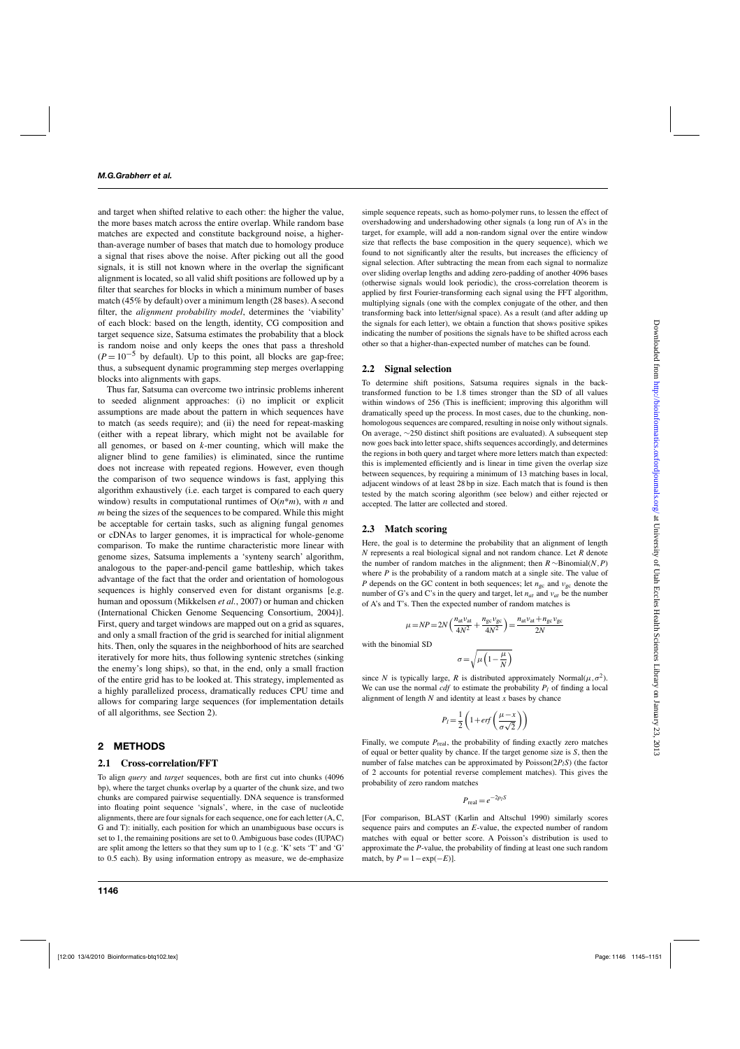and target when shifted relative to each other: the higher the value, the more bases match across the entire overlap. While random base matches are expected and constitute background noise, a higher-than-average number of bases that match due to homology produce a signal that rises above the noise. After picking out all the good signals, it is still not known where in the overlap the significant alignment is located, so all valid shift positions are followed up by a filter that searches for blocks in which a minimum number of bases match (45% by default) over a minimum length (28 bases). A second filter, the *alignment probability model*, determines the 'viability' of each block: based on the length, identity, CG composition and target sequence size, Satsuma estimates the probability that a block is random noise and only keeps the ones that pass a threshold ($P = 10^{-5}$ by default). Up to this point, all blocks are gap-free; thus, a subsequent dynamic programming step merges overlapping blocks into alignments with gaps.

Thus far, Satsuma can overcome two intrinsic problems inherent to seeded alignment approaches: (i) no implicit or explicit assumptions are made about the pattern in which sequences have to match (as seeds require); and (ii) the need for repeat-masking (either with a repeat library, which might not be available for all genomes, or based on *k*-mer counting, which will make the aligner blind to gene families) is eliminated, since the runtime does not increase with repeated regions. However, even though the comparison of two sequence windows is fast, applying this algorithm exhaustively (i.e. each target is compared to each query window) results in computational runtimes of $O(n*m)$, with *n* and *m* being the sizes of the sequences to be compared. While this might be acceptable for certain tasks, such as aligning fungal genomes or cDNAs to larger genomes, it is impractical for whole-genome comparison. To make the runtime characteristic more linear with genome sizes, Satsuma implements a 'synteny search' algorithm, analogous to the paper-and-pencil game battleship, which takes advantage of the fact that the order and orientation of homologous sequences is highly conserved even for distant organisms [e.g. human and opossum (Mikkelsen *et al.*, 2007) or human and chicken (International Chicken Genome Sequencing Consortium, 2004)]. First, query and target windows are mapped out on a grid as squares, and only a small fraction of the grid is searched for initial alignment hits. Then, only the squares in the neighborhood of hits are searched iteratively for more hits, thus following syntenic stretches (sinking the enemy's long ships), so that, in the end, only a small fraction of the entire grid has to be looked at. This strategy, implemented as a highly parallelized process, dramatically reduces CPU time and allows for comparing large sequences (for implementation details of all algorithms, see Section 2).

## 2 METHODS

### 2.1 Cross-correlation/FFT

To align *query* and *target* sequences, both are first cut into chunks (4096 bp), where the target chunks overlap by a quarter of the chunk size, and two chunks are compared pairwise sequentially. DNA sequence is transformed into floating point sequence 'signals', where, in the case of nucleotide alignments, there are four signals for each sequence, one for each letter (A, C, G and T): initially, each position for which an unambiguous base occurs is set to 1, the remaining positions are set to 0. Ambiguous base codes (IUPAC) are split among the letters so that they sum up to 1 (e.g. 'K' sets 'T' and 'G' to 0.5 each). By using information entropy as measure, we de-emphasize simple sequence repeats, such as homo-polymer runs, to lessen the effect of overshadowing and undershadowing other signals (a long run of A's in the target, for example, will add a non-random signal over the entire window size that reflects the base composition in the query sequence), which we found to not significantly alter the results, but increases the efficiency of signal selection. After subtracting the mean from each signal to normalize over sliding overlap lengths and adding zero-padding of another 4096 bases (otherwise signals would look periodic), the cross-correlation theorem is applied by first Fourier-transforming each signal using the FFT algorithm, multiplying signals (one with the complex conjugate of the other, and then transforming back into letter/signal space). As a result (and after adding up the signals for each letter), we obtain a function that shows positive spikes indicating the number of positions the signals have to be shifted across each other so that a higher-than-expected number of matches can be found.

### 2.2 Signal selection

To determine shift positions, Satsuma requires signals in the back-transformed function to be 1.8 times stronger than the SD of all values within windows of 256 (This is inefficient; improving this algorithm will dramatically speed up the process. In most cases, due to the chunking, non-homologous sequences are compared, resulting in noise only without signals. On average, ~250 distinct shift positions are evaluated). A subsequent step now goes back into letter space, shifts sequences accordingly, and determines the regions in both query and target where more letters match than expected: this is implemented efficiently and is linear in time given the overlap size between sequences, by requiring a minimum of 13 matching bases in local, adjacent windows of at least 28 bp in size. Each match that is found is then tested by the match scoring algorithm (see below) and either rejected or accepted. The latter are collected and stored.

### 2.3 Match scoring

Here, the goal is to determine the probability that an alignment of length *N* represents a real biological signal and not random chance. Let *R* denote the number of random matches in the alignment; then $R \sim \text{Binomial}(N, P)$ where *P* is the probability of a random match at a single site. The value of *P* depends on the GC content in both sequences; let $n_{gc}$ and $v_{gc}$ denote the number of G's and C's in the query and target, let $n_{at}$ and $v_{at}$ be the number of A's and T's. Then the expected number of random matches is

$$\mu = NP = 2N\left(\frac{n_{at}v_{at}}{4N^2} + \frac{n_{gc}v_{gc}}{4N^2}\right) = \frac{n_{at}v_{at} + n_{gc}v_{gc}}{2N}$$

with the binomial SD

$$\sigma = \sqrt{\mu\left(1 - \frac{\mu}{N}\right)}$$

since *N* is typically large, *R* is distributed approximately $\text{Normal}(\mu, \sigma^2)$. We can use the normal *cdf* to estimate the probability $P_l$ of finding a local alignment of length *N* and identity at least *x* bases by chance

$$P_l = \frac{1}{2}\left(1 + erf\left(\frac{\mu - x}{\sigma\sqrt{2}}\right)\right)$$

Finally, we compute $P_{\text{real}}$, the probability of finding exactly zero matches of equal or better quality by chance. If the target genome size is *S*, then the number of false matches can be approximated by $\text{Poisson}(2P_lS)$ (the factor of 2 accounts for potential reverse complement matches). This gives the probability of zero random matches

$$P_{\text{real}} = e^{-2p_lS}$$

[For comparison, BLAST (Karlin and Altschul 1990) similarly scores sequence pairs and computes an *E*-value, the expected number of random matches with equal or better score. A Poisson's distribution is used to approximate the *P*-value, the probability of finding at least one such random match, by $P = 1 - \exp(-E)$].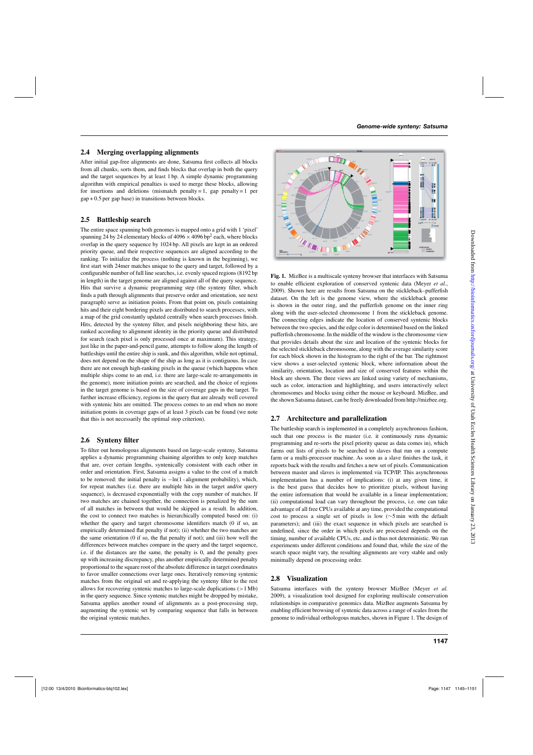### 2.4 Merging overlapping alignments

After initial gap-free alignments are done, Satsuma first collects all blocks from all chunks, sorts them, and finds blocks that overlap in both the query and the target sequences by at least 1 bp. A simple dynamic programming algorithm with empirical penalties is used to merge these blocks, allowing for insertions and deletions (mismatch penalty = 1, gap penalty = 1 per gap + 0.5 per gap base) in transitions between blocks.

### 2.5 Battleship search

The entire space spanning both genomes is mapped onto a grid with 1 'pixel' spanning 24 by 24 elementary blocks of $4096 \times 4096\,\text{bp}^2$ each, where blocks overlap in the query sequence by 1024 bp. All pixels are kept in an ordered priority queue, and their respective sequences are aligned according to the ranking. To initialize the process (nothing is known in the beginning), we first start with 24mer matches unique to the query and target, followed by a configurable number of full line searches, i.e. evenly spaced regions (8192 bp in length) in the target genome are aligned against all of the query sequence. Hits that survive a dynamic programming step (the synteny filter, which finds a path through alignments that preserve order and orientation, see next paragraph) serve as initiation points. From that point on, pixels containing hits and their eight bordering pixels are distributed to search processes, with a map of the grid constantly updated centrally when search processes finish. Hits, detected by the synteny filter, and pixels neighboring these hits, are ranked according to alignment identity in the priority queue and distributed for search (each pixel is only processed once at maximum). This strategy, just like in the paper-and-pencil game, attempts to follow along the length of battleships until the entire ship is sunk, and this algorithm, while not optimal, does not depend on the shape of the ship as long as it is contiguous. In case there are not enough high-ranking pixels in the queue (which happens when multiple ships come to an end, i.e. there are large-scale re-arrangements in the genome), more initiation points are searched, and the choice of regions in the target genome is based on the size of coverage gaps in the target. To further increase efficiency, regions in the query that are already well covered with syntenic hits are omitted. The process comes to an end when no more initiation points in coverage gaps of at least 3 pixels can be found (we note that this is not necessarily the optimal stop criterion).

### 2.6 Synteny filter

To filter out homologous alignments based on large-scale synteny, Satsuma applies a dynamic programming chaining algorithm to only keep matches that are, over certain lengths, syntenically consistent with each other in order and orientation. First, Satsuma assigns a value to the cost of a match to be removed: the initial penalty is $-\ln(1 - \text{alignment probability})$, which, for repeat matches (i.e. there are multiple hits in the target and/or query sequence), is decreased exponentially with the copy number of matches. If two matches are chained together, the connection is penalized by the sum of all matches in between that would be skipped as a result. In addition, the cost to connect two matches is hierarchically computed based on: (i) whether the query and target chromosome identifiers match (0 if so, an empirically determined flat penalty if not); (ii) whether the two matches are the same orientation (0 if so, the flat penalty if not); and (iii) how well the differences between matches compare in the query and the target sequence, i.e. if the distances are the same, the penalty is 0, and the penalty goes up with increasing discrepancy, plus another empirically determined penalty proportional to the square root of the absolute difference in target coordinates to favor smaller connections over large ones. Iteratively removing syntenic matches from the original set and re-applying the synteny filter to the rest allows for recovering syntenic matches to large-scale duplications (>1 Mb) in the query sequence. Since syntenic matches might be dropped by mistake, Satsuma applies another round of alignments as a post-processing step, augmenting the syntenic set by comparing sequence that falls in between the original syntenic matches.

**Fig. 1.** MizBee is a multiscale synteny browser that interfaces with Satsuma to enable efficient exploration of conserved syntenic data (Meyer *et al.*, 2009). Shown here are results from Satsuma on the stickleback–pufferfish dataset. On the left is the genome view, where the stickleback genome is shown in the outer ring, and the pufferfish genome on the inner ring along with the user-selected chromosome 1 from the stickleback genome. The connecting edges indicate the location of conserved syntenic blocks between the two species, and the edge color is determined based on the linked pufferfish chromosome. In the middle of the window is the chromosome view for the selected stickleback chromosome, along with the average similarity score for each block shown in the histogram to the right of the bar. The rightmost view shows a user-selected syntenic block, where information about the similarity, orientation, location and size of conserved features within the block are shown. The three views are linked using variety of mechanisms, such as color, interaction and highlighting, and users interactively select chromosomes and blocks using either the mouse or keyboard. MizBee, and the shown Satsuma dataset, can be freely downloaded from http://mizbee.org.

### 2.7 Architecture and parallelization

The battleship search is implemented in a completely asynchronous fashion, such that one process is the master (i.e. it continuously runs dynamic programming and re-sorts the pixel priority queue as data comes in), which farms out lists of pixels to be searched to slaves that run on a compute farm or a multi-processor machine. As soon as a slave finishes the task, it reports back with the results and fetches a new set of pixels. Communication between master and slaves is implemented via TCP/IP. This asynchronous implementation has a number of implications: (i) at any given time, it is the best guess that decides how to prioritize pixels, without having the entire information that would be available in a linear implementation; (ii) computational load can vary throughout the process, i.e. one can take advantage of all free CPUs available at any time, provided the computational cost to process a single set of pixels is low (~5 min with the default parameters); and (iii) the exact sequence in which pixels are searched is undefined, since the order in which pixels are processed depends on the timing, number of available CPUs, etc. and is thus not deterministic. We ran experiments under different conditions and found that, while the size of the search space might vary, the resulting alignments are very stable and only minimally depend on processing order.

### 2.8 Visualization

Satsuma interfaces with the synteny browser MizBee (Meyer *et al.* 2009), a visualization tool designed for exploring multiscale conservation relationships in comparative genomics data. MizBee augments Satsuma by enabling efficient browsing of syntenic data across a range of scales from the genome to individual orthologous matches, shown in Figure 1. The design of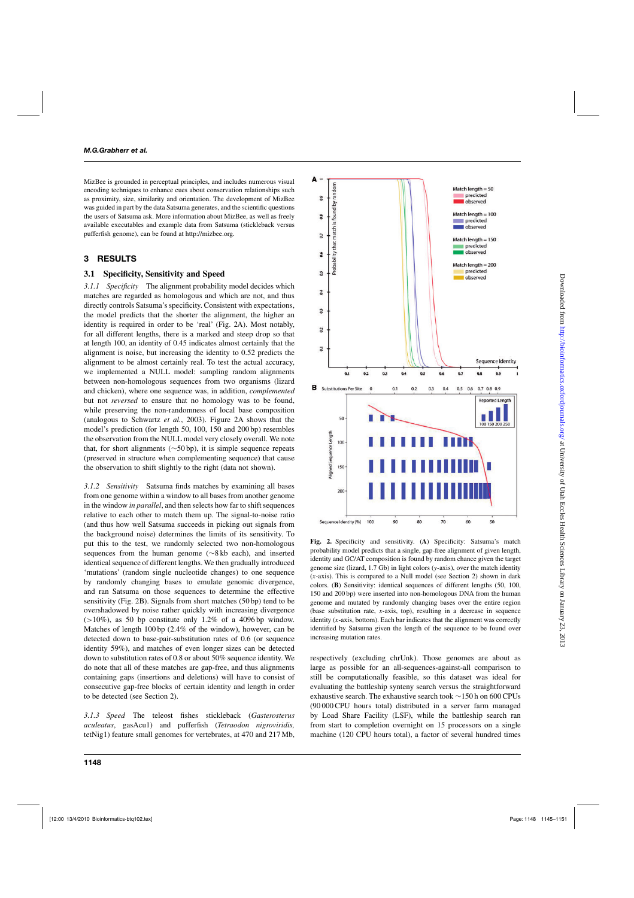MizBee is grounded in perceptual principles, and includes numerous visual encoding techniques to enhance cues about conservation relationships such as proximity, size, similarity and orientation. The development of MizBee was guided in part by the data Satsuma generates, and the scientific questions the users of Satsuma ask. More information about MizBee, as well as freely available executables and example data from Satsuma (stickleback versus pufferfish genome), can be found at http://mizbee.org.

# 3 RESULTS

## 3.1 Specificity, Sensitivity and Speed

*3.1.1 Specificity* The alignment probability model decides which matches are regarded as homologous and which are not, and thus directly controls Satsuma's specificity. Consistent with expectations, the model predicts that the shorter the alignment, the higher an identity is required in order to be 'real' (Fig. 2A). Most notably, for all different lengths, there is a marked and steep drop so that at length 100, an identity of 0.45 indicates almost certainly that the alignment is noise, but increasing the identity to 0.52 predicts the alignment to be almost certainly real. To test the actual accuracy, we implemented a NULL model: sampling random alignments between non-homologous sequences from two organisms (lizard and chicken), where one sequence was, in addition, *complemented* but not *reversed* to ensure that no homology was to be found, while preserving the non-randomness of local base composition (analogous to Schwartz *et al.*, 2003). Figure 2A shows that the model's prediction (for length 50, 100, 150 and 200 bp) resembles the observation from the NULL model very closely overall. We note that, for short alignments (∼50 bp), it is simple sequence repeats (preserved in structure when complementing sequence) that cause the observation to shift slightly to the right (data not shown).

*3.1.2 Sensitivity* Satsuma finds matches by examining all bases from one genome within a window to all bases from another genome in the window *in parallel*, and then selects how far to shift sequences relative to each other to match them up. The signal-to-noise ratio (and thus how well Satsuma succeeds in picking out signals from the background noise) determines the limits of its sensitivity. To put this to the test, we randomly selected two non-homologous sequences from the human genome (∼8 kb each), and inserted identical sequence of different lengths. We then gradually introduced 'mutations' (random single nucleotide changes) to one sequence by randomly changing bases to emulate genomic divergence, and ran Satsuma on those sequences to determine the effective sensitivity (Fig. 2B). Signals from short matches (50 bp) tend to be overshadowed by noise rather quickly with increasing divergence (>10%), as 50 bp constitute only 1.2% of a 4096 bp window. Matches of length 100 bp (2.4% of the window), however, can be detected down to base-pair-substitution rates of 0.6 (or sequence identity 59%), and matches of even longer sizes can be detected down to substitution rates of 0.8 or about 50% sequence identity. We do note that all of these matches are gap-free, and thus alignments containing gaps (insertions and deletions) will have to consist of consecutive gap-free blocks of certain identity and length in order to be detected (see Section 2).

*3.1.3 Speed* The teleost fishes stickleback (*Gasterosterus aculeatus*, gasAcu1) and pufferfish (*Tetraodon nigroviridis*, tetNig1) feature small genomes for vertebrates, at 470 and 217 Mb, respectively (excluding chrUnk). Those genomes are about as large as possible for an all-sequences-against-all comparison to still be computationally feasible, so this dataset was ideal for evaluating the battleship synteny search versus the straightforward exhaustive search. The exhaustive search took ∼150 h on 600 CPUs (90 000 CPU hours total) distributed in a server farm managed by Load Share Facility (LSF), while the battleship search ran from start to completion overnight on 15 processors on a single machine (120 CPU hours total), a factor of several hundred times

**Fig. 2.** Specificity and sensitivity. (**A**) Specificity: Satsuma's match probability model predicts that a single, gap-free alignment of given length, identity and GC/AT composition is found by random chance given the target genome size (lizard, 1.7 Gb) in light colors (*y*-axis), over the match identity (*x*-axis). This is compared to a Null model (see Section 2) shown in dark colors. (**B**) Sensitivity: identical sequences of different lengths (50, 100, 150 and 200 bp) were inserted into non-homologous DNA from the human genome and mutated by randomly changing bases over the entire region (base substitution rate, *x*-axis, top), resulting in a decrease in sequence identity (*x*-axis, bottom). Each bar indicates that the alignment was correctly identified by Satsuma given the length of the sequence to be found over increasing mutation rates.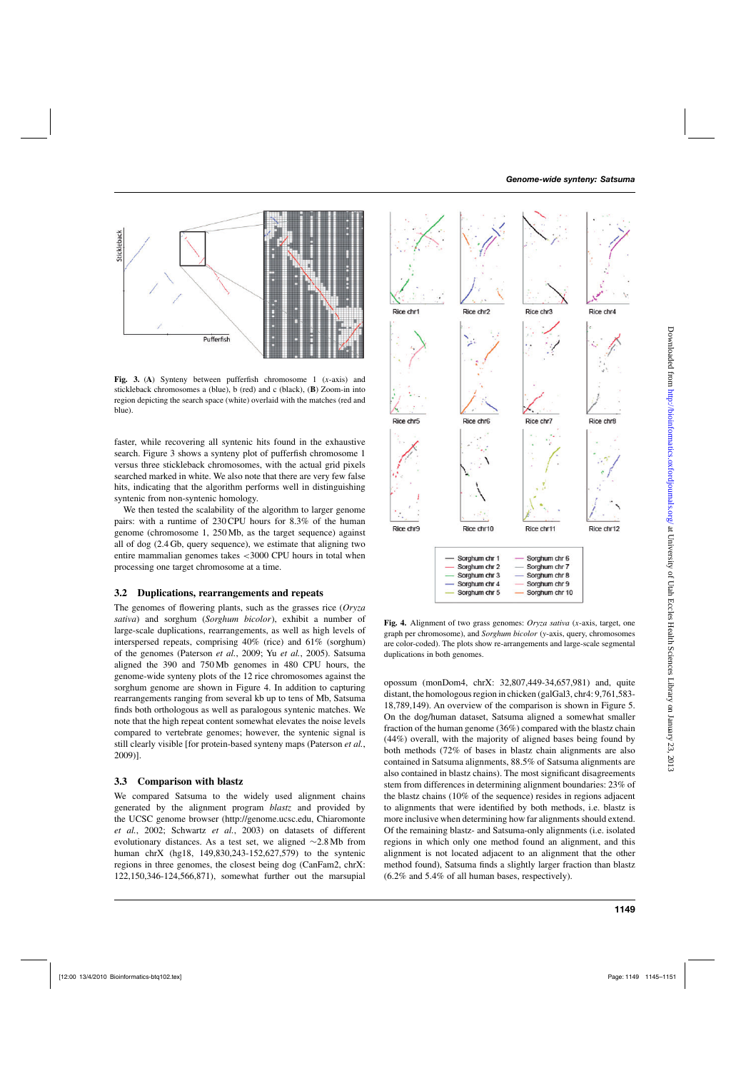**Fig. 3.** (**A**) Synteny between pufferfish chromosome 1 (*x*-axis) and stickleback chromosomes a (blue), b (red) and c (black), (**B**) Zoom-in into region depicting the search space (white) overlaid with the matches (red and blue).

**Fig. 4.** Alignment of two grass genomes: *Oryza sativa* (*x*-axis, target, one graph per chromosome), and *Sorghum bicolor* (*y*-axis, query, chromosomes are color-coded). The plots show re-arrangements and large-scale segmental duplications in both genomes.

faster, while recovering all syntenic hits found in the exhaustive search. Figure 3 shows a synteny plot of pufferfish chromosome 1 versus three stickleback chromosomes, with the actual grid pixels searched marked in white. We also note that there are very few false hits, indicating that the algorithm performs well in distinguishing syntenic from non-syntenic homology.

We then tested the scalability of the algorithm to larger genome pairs: with a runtime of 230 CPU hours for 8.3% of the human genome (chromosome 1, 250 Mb, as the target sequence) against all of dog (2.4 Gb, query sequence), we estimate that aligning two entire mammalian genomes takes <3000 CPU hours in total when processing one target chromosome at a time.

### 3.2 Duplications, rearrangements and repeats

The genomes of flowering plants, such as the grasses rice (*Oryza sativa*) and sorghum (*Sorghum bicolor*), exhibit a number of large-scale duplications, rearrangements, as well as high levels of interspersed repeats, comprising 40% (rice) and 61% (sorghum) of the genomes (Paterson *et al.*, 2009; Yu *et al.*, 2005). Satsuma aligned the 390 and 750 Mb genomes in 480 CPU hours, the genome-wide synteny plots of the 12 rice chromosomes against the sorghum genome are shown in Figure 4. In addition to capturing rearrangements ranging from several kb up to tens of Mb, Satsuma finds both orthologous as well as paralogous syntenic matches. We note that the high repeat content somewhat elevates the noise levels compared to vertebrate genomes; however, the syntenic signal is still clearly visible [for protein-based synteny maps (Paterson *et al.*, 2009)].

### 3.3 Comparison with blastz

We compared Satsuma to the widely used alignment chains generated by the alignment program *blastz* and provided by the UCSC genome browser (http://genome.ucsc.edu, Chiaromonte *et al.*, 2002; Schwartz *et al.*, 2003) on datasets of different evolutionary distances. As a test set, we aligned ~2.8 Mb from human chrX (hg18, 149,830,243-152,627,579) to the syntenic regions in three genomes, the closest being dog (CanFam2, chrX: 122,150,346-124,566,871), somewhat further out the marsupial opossum (monDom4, chrX: 32,807,449-34,657,981) and, quite distant, the homologous region in chicken (galGal3, chr4: 9,761,583-18,789,149). An overview of the comparison is shown in Figure 5. On the dog/human dataset, Satsuma aligned a somewhat smaller fraction of the human genome (36%) compared with the blastz chain (44%) overall, with the majority of aligned bases being found by both methods (72% of bases in blastz chain alignments are also contained in Satsuma alignments, 88.5% of Satsuma alignments are also contained in blastz chains). The most significant disagreements stem from differences in determining alignment boundaries: 23% of the blastz chains (10% of the sequence) resides in regions adjacent to alignments that were identified by both methods, i.e. blastz is more inclusive when determining how far alignments should extend. Of the remaining blastz- and Satsuma-only alignments (i.e. isolated regions in which only one method found an alignment, and this alignment is not located adjacent to an alignment that the other method found), Satsuma finds a slightly larger fraction than blastz (6.2% and 5.4% of all human bases, respectively).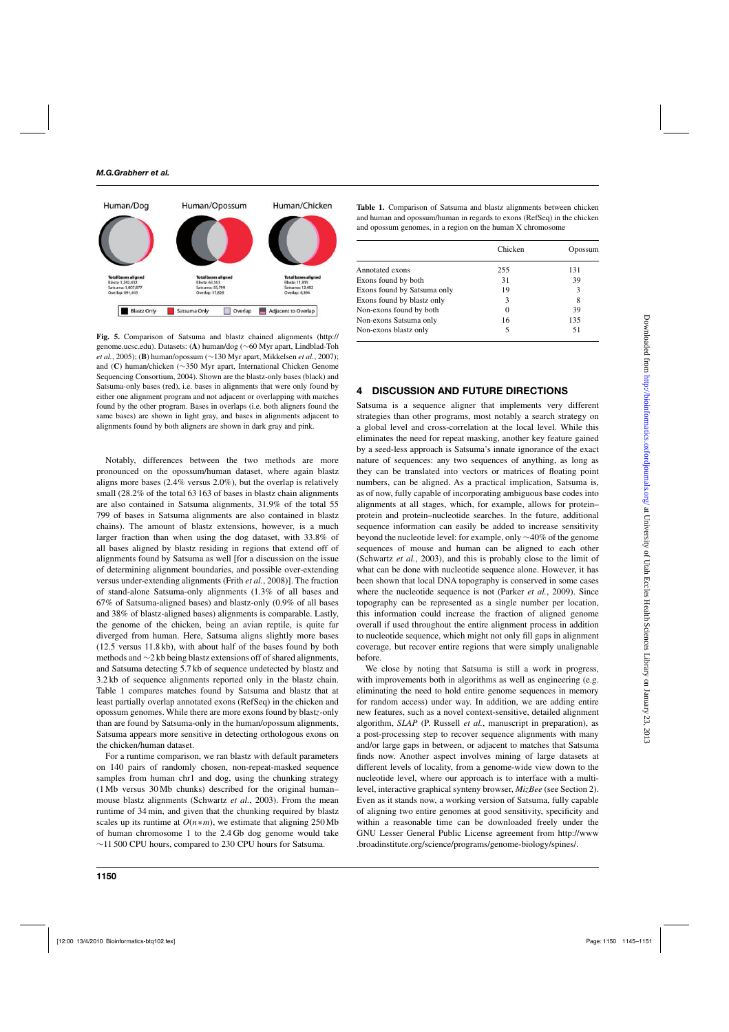Human/Dog | Human/Opossum | Human/Chicken

**Total bases aligned**
Blastz: 1,242,432
Satsuma: 1,007,877
Overlap: 891,443

**Total bases aligned**
Blastz: 63,163
Satsuma: 55,799
Overlap: 17,826

**Total bases aligned**
Blastz: 11,815
Satsuma: 12,492
Overlap: 6,394

Blastz Only | Satsuma Only | Overlap | Adjacent to Overlap

**Fig. 5.** Comparison of Satsuma and blastz chained alignments (http://genome.ucsc.edu). Datasets: (**A**) human/dog (~60 Myr apart, Lindblad-Toh *et al.*, 2005); (**B**) human/opossum (~130 Myr apart, Mikkelsen *et al.*, 2007); and (**C**) human/chicken (~350 Myr apart, International Chicken Genome Sequencing Consortium, 2004). Shown are the blastz-only bases (black) and Satsuma-only bases (red), i.e. bases in alignments that were only found by either one alignment program and not adjacent or overlapping with matches found by the other program. Bases in overlaps (i.e. both aligners found the same bases) are shown in light gray, and bases in alignments adjacent to alignments found by both aligners are shown in dark gray and pink.

Notably, differences between the two methods are more pronounced on the opossum/human dataset, where again blastz aligns more bases (2.4% versus 2.0%), but the overlap is relatively small (28.2% of the total 63 163 of bases in blastz chain alignments are also contained in Satsuma alignments, 31.9% of the total 55 799 of bases in Satsuma alignments are also contained in blastz chains). The amount of blastz extensions, however, is a much larger fraction than when using the dog dataset, with 33.8% of all bases aligned by blastz residing in regions that extend off of alignments found by Satsuma as well [for a discussion on the issue of determining alignment boundaries, and possible over-extending versus under-extending alignments (Frith *et al.*, 2008)]. The fraction of stand-alone Satsuma-only alignments (1.3% of all bases and 67% of Satsuma-aligned bases) and blastz-only (0.9% of all bases and 38% of blastz-aligned bases) alignments is comparable. Lastly, the genome of the chicken, being an avian reptile, is quite far diverged from human. Here, Satsuma aligns slightly more bases (12.5 versus 11.8 kb), with about half of the bases found by both methods and ~2 kb being blastz extensions off of shared alignments, and Satsuma detecting 5.7 kb of sequence undetected by blastz and 3.2 kb of sequence alignments reported only in the blastz chain. Table 1 compares matches found by Satsuma and blastz that at least partially overlap annotated exons (RefSeq) in the chicken and opossum genomes. While there are more exons found by blastz-only than are found by Satsuma-only in the human/opossum alignments, Satsuma appears more sensitive in detecting orthologous exons on the chicken/human dataset.

For a runtime comparison, we ran blastz with default parameters on 140 pairs of randomly chosen, non-repeat-masked sequence samples from human chr1 and dog, using the chunking strategy (1 Mb versus 30 Mb chunks) described for the original human–mouse blastz alignments (Schwartz *et al.*, 2003). From the mean runtime of 34 min, and given that the chunking required by blastz scales up its runtime at $O(n*m)$, we estimate that aligning 250 Mb of human chromosome 1 to the 2.4 Gb dog genome would take ~11 500 CPU hours, compared to 230 CPU hours for Satsuma.

**Table 1.** Comparison of Satsuma and blastz alignments between chicken and human and opossum/human in regards to exons (RefSeq) in the chicken and opossum genomes, in a region on the human X chromosome

| | Chicken | Opossum |
|---|---|---|
| Annotated exons | 255 | 131 |
| Exons found by both | 31 | 39 |
| Exons found by Satsuma only | 19 | 3 |
| Exons found by blastz only | 3 | 8 |
| Non-exons found by both | 0 | 39 |
| Non-exons Satsuma only | 16 | 135 |
| Non-exons blastz only | 5 | 51 |

## 4 DISCUSSION AND FUTURE DIRECTIONS

Satsuma is a sequence aligner that implements very different strategies than other programs, most notably a search strategy on a global level and cross-correlation at the local level. While this eliminates the need for repeat masking, another key feature gained by a seed-less approach is Satsuma's innate ignorance of the exact nature of sequences: any two sequences of anything, as long as they can be translated into vectors or matrices of floating point numbers, can be aligned. As a practical implication, Satsuma is, as of now, fully capable of incorporating ambiguous base codes into alignments at all stages, which, for example, allows for protein–protein and protein–nucleotide searches. In the future, additional sequence information can easily be added to increase sensitivity beyond the nucleotide level: for example, only ~40% of the genome sequences of mouse and human can be aligned to each other (Schwartz *et al.*, 2003), and this is probably close to the limit of what can be done with nucleotide sequence alone. However, it has been shown that local DNA topography is conserved in some cases where the nucleotide sequence is not (Parker *et al.*, 2009). Since topography can be represented as a single number per location, this information could increase the fraction of aligned genome overall if used throughout the entire alignment process in addition to nucleotide sequence, which might not only fill gaps in alignment coverage, but recover entire regions that were simply unalignable before.

We close by noting that Satsuma is still a work in progress, with improvements both in algorithms as well as engineering (e.g. eliminating the need to hold entire genome sequences in memory for random access) under way. In addition, we are adding entire new features, such as a novel context-sensitive, detailed alignment algorithm, *SLAP* (P. Russell *et al.*, manuscript in preparation), as a post-processing step to recover sequence alignments with many and/or large gaps in between, or adjacent to matches that Satsuma finds now. Another aspect involves mining of large datasets at different levels of locality, from a genome-wide view down to the nucleotide level, where our approach is to interface with a multi-level, interactive graphical synteny browser, *MizBee* (see Section 2). Even as it stands now, a working version of Satsuma, fully capable of aligning two entire genomes at good sensitivity, specificity and within a reasonable time can be downloaded freely under the GNU Lesser General Public License agreement from http://www.broadinstitute.org/science/programs/genome-biology/spines/.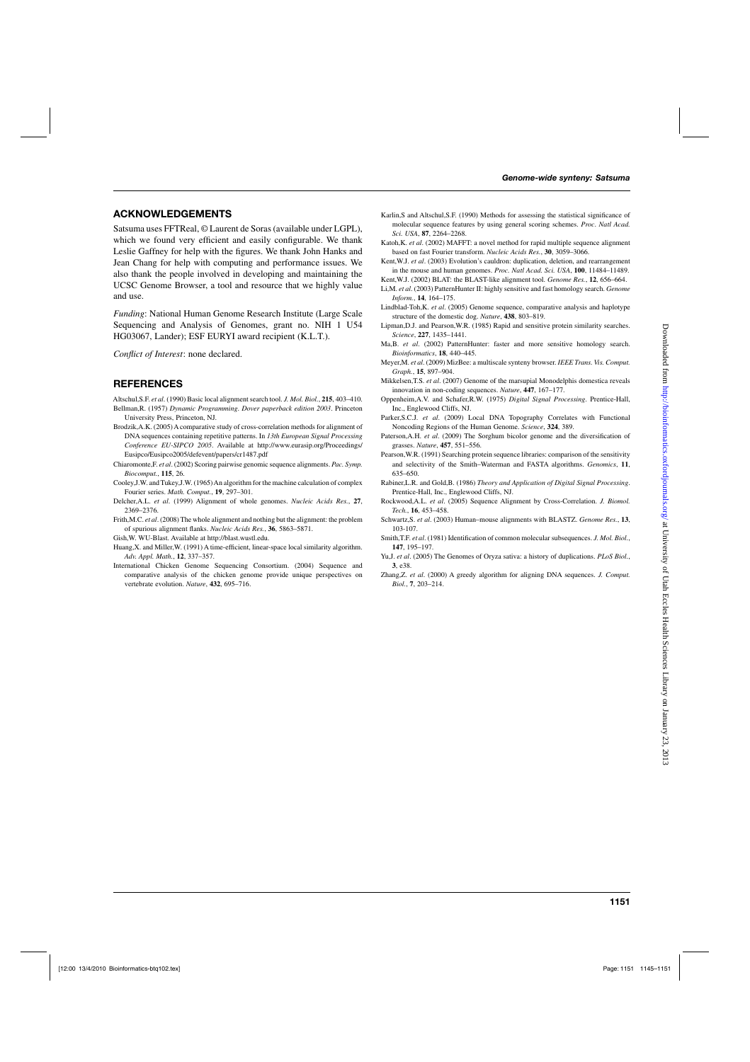## ACKNOWLEDGEMENTS

Satsuma uses FFTReal, © Laurent de Soras (available under LGPL), which we found very efficient and easily configurable. We thank Leslie Gaffney for help with the figures. We thank John Hanks and Jean Chang for help with computing and performance issues. We also thank the people involved in developing and maintaining the UCSC Genome Browser, a tool and resource that we highly value and use.

*Funding*: National Human Genome Research Institute (Large Scale Sequencing and Analysis of Genomes, grant no. NIH 1 U54 HG03067, Lander); ESF EURYI award recipient (K.L.T.).

*Conflict of Interest*: none declared.

## REFERENCES

Altschul,S.F. *et al*. (1990) Basic local alignment search tool. *J. Mol. Biol.*, **215**, 403–410.

Bellman,R. (1957) *Dynamic Programming. Dover paperback edition 2003*. Princeton University Press, Princeton, NJ.

Brodzik,A.K. (2005) A comparative study of cross-correlation methods for alignment of DNA sequences containing repetitive patterns. In *13th European Signal Processing Conference EU-SIPCO 2005*. Available at http://www.eurasip.org/Proceedings/Eusipco/Eusipco2005/defevent/papers/cr1487.pdf

Chiaromonte,F. *et al*. (2002) Scoring pairwise genomic sequence alignments. *Pac. Symp. Biocomput.*, **115**, 26.

Cooley,J.W. and Tukey,J.W. (1965) An algorithm for the machine calculation of complex Fourier series. *Math. Comput.*, **19**, 297–301.

Delcher,A.L. *et al*. (1999) Alignment of whole genomes. *Nucleic Acids Res.*, **27**, 2369–2376.

Frith,M.C. *et al*. (2008) The whole alignment and nothing but the alignment: the problem of spurious alignment flanks. *Nucleic Acids Res.*, **36**, 5863–5871.

Gish,W. WU-Blast. Available at http://blast.wustl.edu.

Huang,X. and Miller,W. (1991) A time-efficient, linear-space local similarity algorithm. *Adv. Appl. Math.*, **12**, 337–357.

International Chicken Genome Sequencing Consortium. (2004) Sequence and comparative analysis of the chicken genome provide unique perspectives on vertebrate evolution. *Nature*, **432**, 695–716.

Karlin,S and Altschul,S.F. (1990) Methods for assessing the statistical significance of molecular sequence features by using general scoring schemes. *Proc. Natl Acad. Sci. USA*, **87**, 2264–2268.

Katoh,K. *et al*. (2002) MAFFT: a novel method for rapid multiple sequence alignment based on fast Fourier transform. *Nucleic Acids Res.*, **30**, 3059–3066.

Kent,W.J. *et al*. (2003) Evolution's cauldron: duplication, deletion, and rearrangement in the mouse and human genomes. *Proc. Natl Acad. Sci. USA*, **100**, 11484–11489.

Kent,W.J. (2002) BLAT: the BLAST-like alignment tool. *Genome Res.*, **12**, 656–664.

Li,M. *et al*. (2003) PatternHunter II: highly sensitive and fast homology search. *Genome Inform.*, **14**, 164–175.

Lindblad-Toh,K. *et al*. (2005) Genome sequence, comparative analysis and haplotype structure of the domestic dog. *Nature*, **438**, 803–819.

Lipman,D.J. and Pearson,W.R. (1985) Rapid and sensitive protein similarity searches. *Science*, **227**, 1435–1441.

Ma,B. *et al*. (2002) PatternHunter: faster and more sensitive homology search. *Bioinformatics*, **18**, 440–445.

Meyer,M. *et al*. (2009) MizBee: a multiscale synteny browser. *IEEE Trans. Vis. Comput. Graph.*, **15**, 897–904.

Mikkelsen,T.S. *et al*. (2007) Genome of the marsupial Monodelphis domestica reveals innovation in non-coding sequences. *Nature*, **447**, 167–177.

Oppenheim,A.V. and Schafer,R.W. (1975) *Digital Signal Processing*. Prentice-Hall, Inc., Englewood Cliffs, NJ.

Parker,S.C.J. *et al*. (2009) Local DNA Topography Correlates with Functional Noncoding Regions of the Human Genome. *Science*, **324**, 389.

Paterson,A.H. *et al*. (2009) The Sorghum bicolor genome and the diversification of grasses. *Nature*, **457**, 551–556.

Pearson,W.R. (1991) Searching protein sequence libraries: comparison of the sensitivity and selectivity of the Smith–Waterman and FASTA algorithms. *Genomics*, **11**, 635–650.

Rabiner,L.R. and Gold,B. (1986) *Theory and Application of Digital Signal Processing*. Prentice-Hall, Inc., Englewood Cliffs, NJ.

Rockwood,A.L. *et al*. (2005) Sequence Alignment by Cross-Correlation. *J. Biomol. Tech.*, **16**, 453–458.

Schwartz,S. *et al*. (2003) Human–mouse alignments with BLASTZ. *Genome Res.*, **13**, 103-107.

Smith,T.F. *et al*. (1981) Identification of common molecular subsequences. *J. Mol. Biol.*, **147**, 195–197.

Yu,J. *et al*. (2005) The Genomes of Oryza sativa: a history of duplications. *PLoS Biol.*, **3**, e38.

Zhang,Z. *et al*. (2000) A greedy algorithm for aligning DNA sequences. *J. Comput. Biol.*, **7**, 203–214.